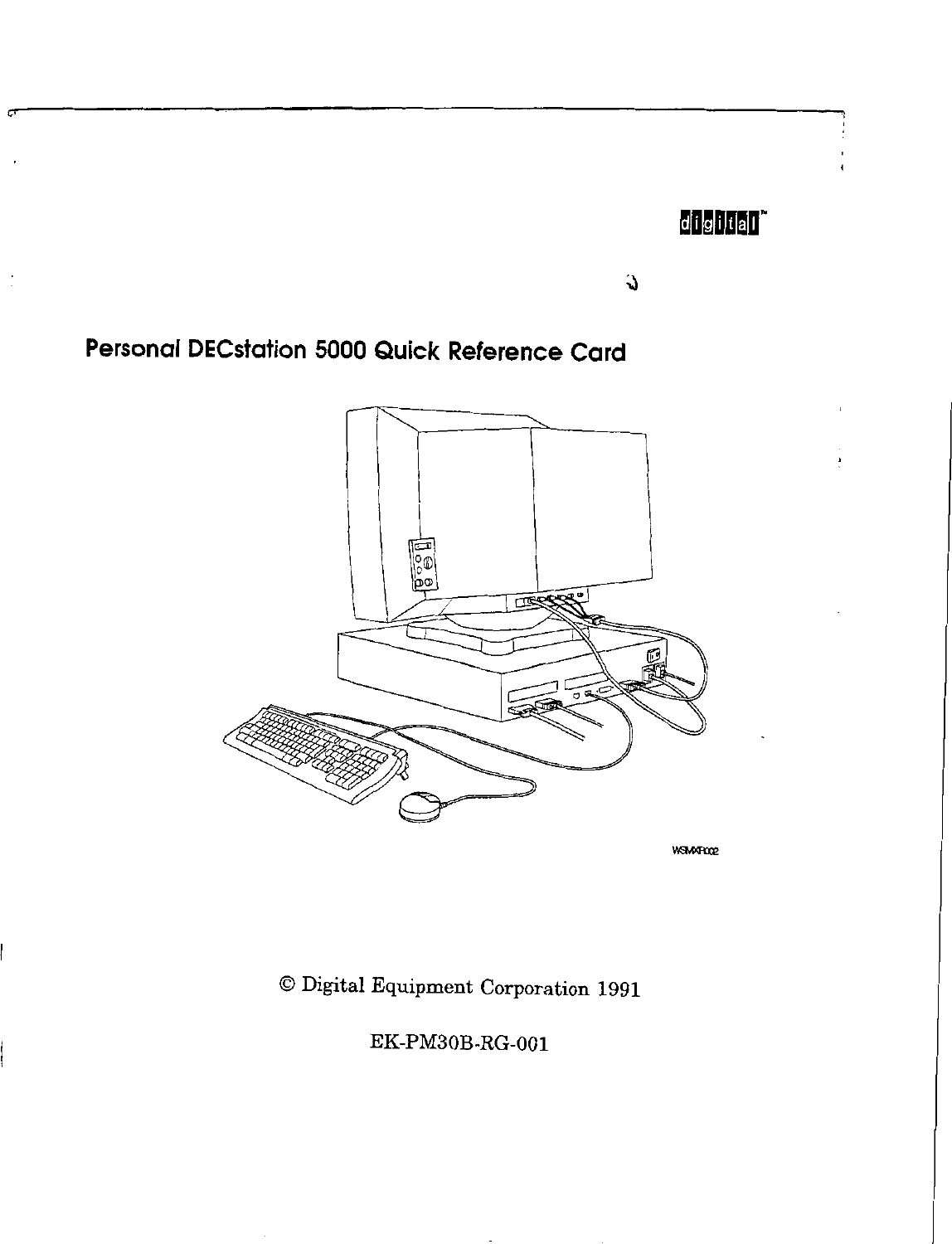digital™

# Personal DECstation 5000 Quick Reference Card

© Digital Equipment Corporation 1991

EK-PM30B-RG-001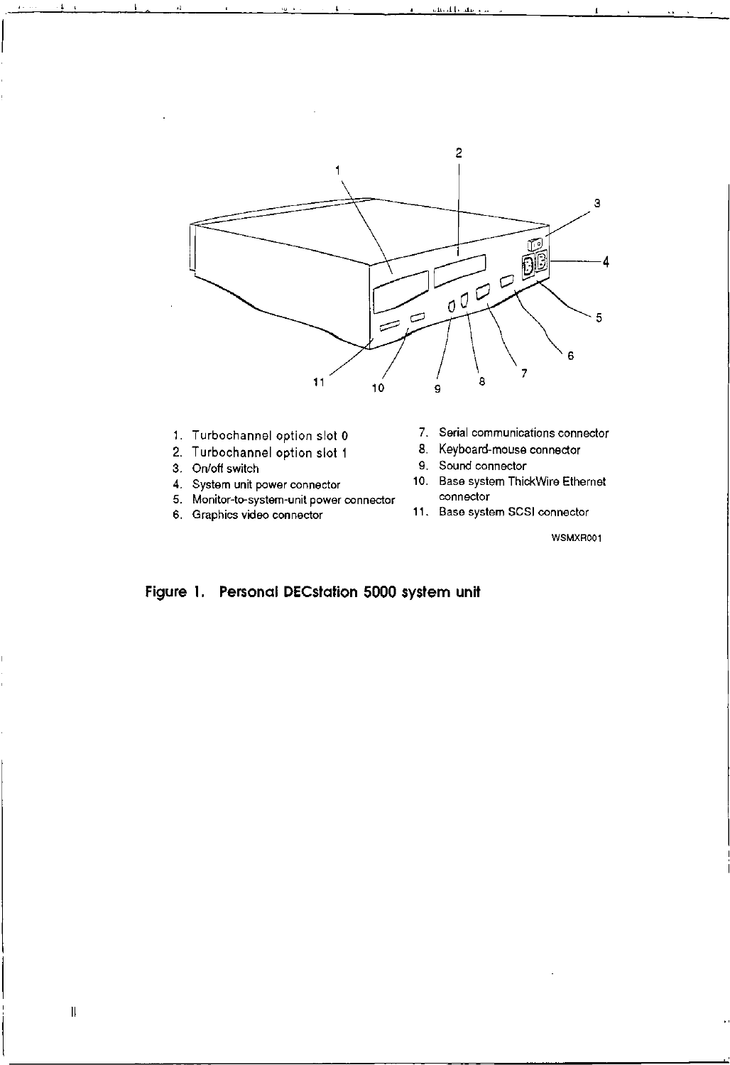1. Turbochannel option slot 0
2. Turbochannel option slot 1
3. On/off switch
4. System unit power connector
5. Monitor-to-system-unit power connector
6. Graphics video connector
7. Serial communications connector
8. Keyboard-mouse connector
9. Sound connector
10. Base system ThickWire Ethernet connector
11. Base system SCSI connector

WSMXR001

**Figure 1. Personal DECstation 5000 system unit**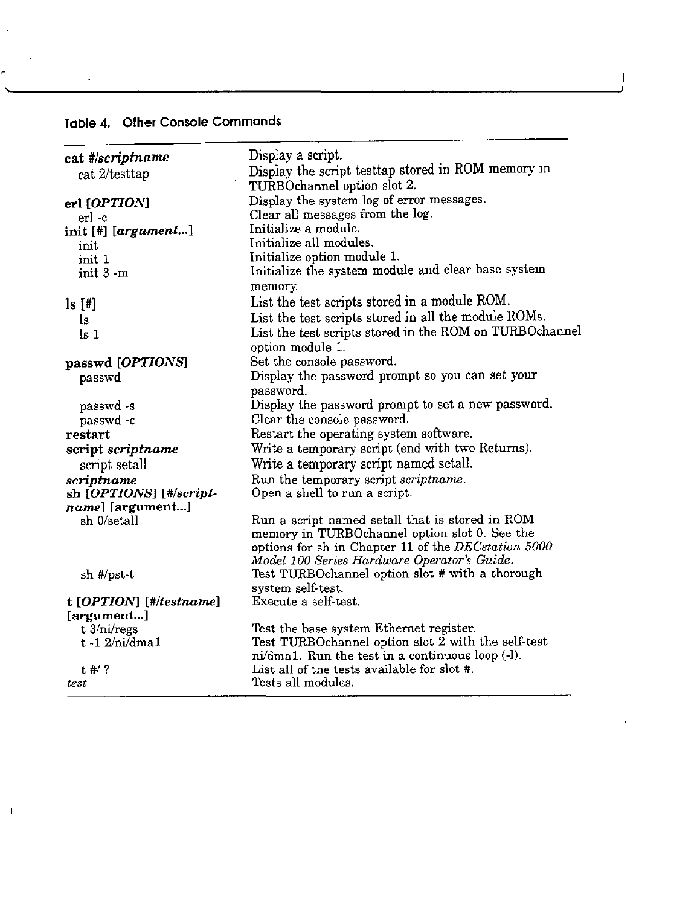**Table 4. Other Console Commands**

| Command | Description |
|---|---|
| **cat #/*scriptname*** | Display a script. |
| cat 2/testtap | Display the script testtap stored in ROM memory in TURBOchannel option slot 2. |
| **erl [*OPTION*]** | Display the system log of error messages. |
| erl -c | Clear all messages from the log. |
| **init [#] [*argument...*]** | Initialize a module. |
| init | Initialize all modules. |
| init 1 | Initialize option module 1. |
| init 3 -m | Initialize the system module and clear base system memory. |
| **ls [#]** | List the test scripts stored in a module ROM. |
| ls | List the test scripts stored in all the module ROMs. |
| ls 1 | List the test scripts stored in the ROM on TURBOchannel option module 1. |
| **passwd [*OPTIONS*]** | Set the console password. |
| passwd | Display the password prompt so you can set your password. |
| passwd -s | Display the password prompt to set a new password. |
| passwd -c | Clear the console password. |
| **restart** | Restart the operating system software. |
| **script *scriptname*** | Write a temporary script (end with two Returns). |
| script setall | Write a temporary script named setall. |
| ***scriptname*** | Run the temporary script *scriptname*. |
| **sh [*OPTIONS*] [#/*scriptname*] [argument...]** | Open a shell to run a script. |
| sh 0/setall | Run a script named setall that is stored in ROM memory in TURBOchannel option slot 0. See the options for sh in Chapter 11 of the *DECstation 5000 Model 100 Series Hardware Operator's Guide*. |
| sh #/pst-t | Test TURBOchannel option slot # with a thorough system self-test. |
| **t [*OPTION*] [#/*testname*] [argument...]** | Execute a self-test. |
| t 3/ni/regs | Test the base system Ethernet register. |
| t -l 2/ni/dma1 | Test TURBOchannel option slot 2 with the self-test ni/dma1. Run the test in a continuous loop (-l). |
| t #/ ? | List all of the tests available for slot #. |
| *test* | Tests all modules. |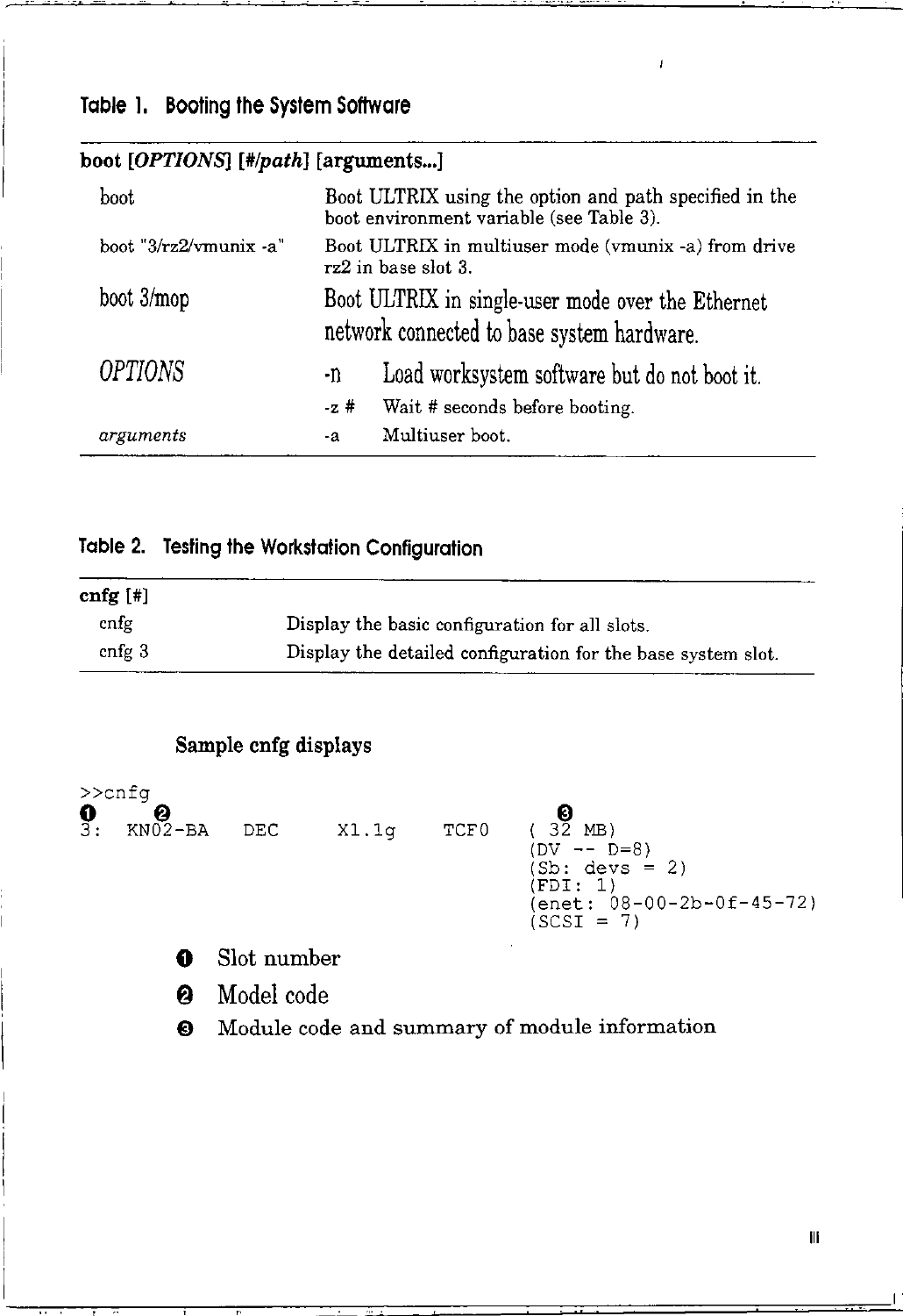**Table 1. Booting the System Software**

| **boot [*OPTIONS*] [*#/path*] [arguments...]** | | |
|---|---|---|
| boot | Boot ULTRIX using the option and path specified in the boot environment variable (see Table 3). | |
| boot "3/rz2/vmunix -a" | Boot ULTRIX in multiuser mode (vmunix -a) from drive rz2 in base slot 3. | |
| boot 3/mop | Boot ULTRIX in single-user mode over the Ethernet network connected to base system hardware. | |
| *OPTIONS* | -n | Load worksystem software but do not boot it. |
| | -z # | Wait # seconds before booting. |
| *arguments* | -a | Multiuser boot. |

**Table 2. Testing the Workstation Configuration**

| **cnfg [#]** | |
|---|---|
| cnfg | Display the basic configuration for all slots. |
| cnfg 3 | Display the detailed configuration for the base system slot. |

**Sample cnfg displays**

```
>>cnfg
❶    ❷                                     ❸
3:  KN02-BA   DEC     X1.1g    TCF0    ( 32 MB)
                                       (DV -- D=8)
                                       (Sb: devs = 2)
                                       (FDI: 1)
                                       (enet: 08-00-2b-0f-45-72)
                                       (SCSI = 7)
```

❶ Slot number

❷ Model code

❸ Module code and summary of module information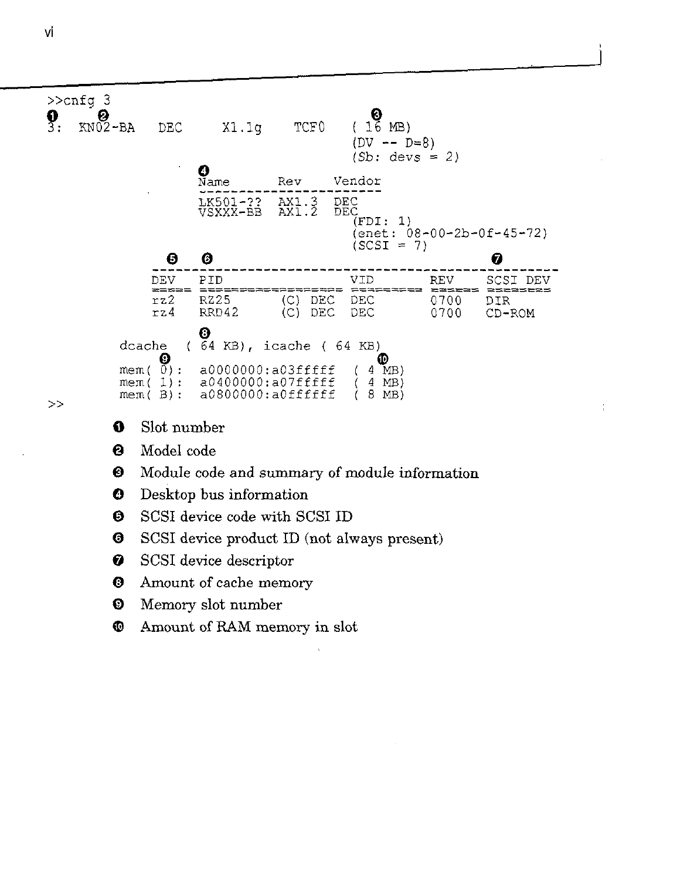```
>>cnfg 3
❶       ❷                                     ❸
3:  KN02-BA   DEC     X1.1g    TCF0    ( 16 MB)
                                       (DV -- D=8)
                                       (Sb: devs = 2)
                     ❹
                     Name      Rev    Vendor
                     -----------------------
                     LK501-??  AX1.3  DEC
                     VSXXX-BB  AX1.2  DEC
                                       (FDI: 1)
                                       (enet: 08-00-2b-0f-45-72)
                                       (SCSI = 7)
                ❺     ❻                                      ❼
                ----------------------------------------------------
                DEV   PID               VID       REV    SCSI DEV
                ===== ================  ========= =====  ========
                rz2   RZ25      (C) DEC DEC       0700   DIR
                rz4   RRD42     (C) DEC DEC       0700   CD-ROM
                      ❽
            dcache  ( 64 KB), icache ( 64 KB)
                  ❾                          ❿
            mem( 0):   a0000000:a03fffff  ( 4 MB)
            mem( 1):   a0400000:a07fffff  ( 4 MB)
            mem( B):   a0800000:a0ffffff  ( 8 MB)
>>
```

❶ Slot number

❷ Model code

❸ Module code and summary of module information

❹ Desktop bus information

❺ SCSI device code with SCSI ID

❻ SCSI device product ID (not always present)

❼ SCSI device descriptor

❽ Amount of cache memory

❾ Memory slot number

❿ Amount of RAM memory in slot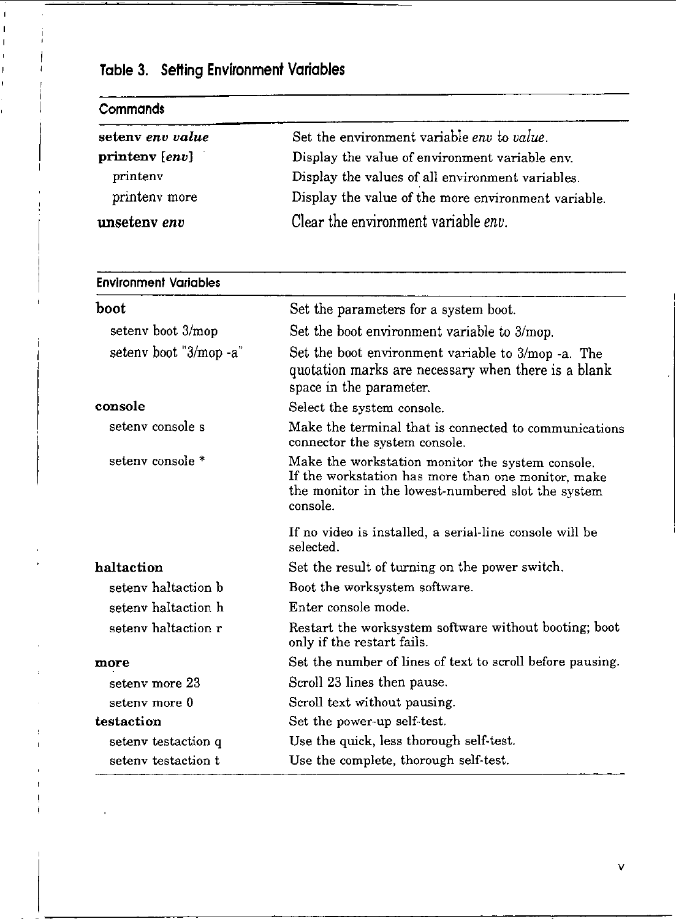### Table 3. Setting Environment Variables

| Commands | |
|---|---|
| **setenv** ***env value*** | Set the environment variable *env* to *value*. |
| **printenv** [***env***] | Display the value of environment variable env. |
| printenv | Display the values of all environment variables. |
| printenv more | Display the value of the more environment variable. |
| **unsetenv** ***env*** | Clear the environment variable *env*. |

| Environment Variables | |
|---|---|
| **boot** | Set the parameters for a system boot. |
| setenv boot 3/mop | Set the boot environment variable to 3/mop. |
| setenv boot "3/mop -a" | Set the boot environment variable to 3/mop -a. The quotation marks are necessary when there is a blank space in the parameter. |
| **console** | Select the system console. |
| setenv console s | Make the terminal that is connected to communications connector the system console. |
| setenv console * | Make the workstation monitor the system console. If the workstation has more than one monitor, make the monitor in the lowest-numbered slot the system console. <br><br> If no video is installed, a serial-line console will be selected. |
| **haltaction** | Set the result of turning on the power switch. |
| setenv haltaction b | Boot the worksystem software. |
| setenv haltaction h | Enter console mode. |
| setenv haltaction r | Restart the worksystem software without booting; boot only if the restart fails. |
| **more** | Set the number of lines of text to scroll before pausing. |
| setenv more 23 | Scroll 23 lines then pause. |
| setenv more 0 | Scroll text without pausing. |
| **testaction** | Set the power-up self-test. |
| setenv testaction q | Use the quick, less thorough self-test. |
| setenv testaction t | Use the complete, thorough self-test. |